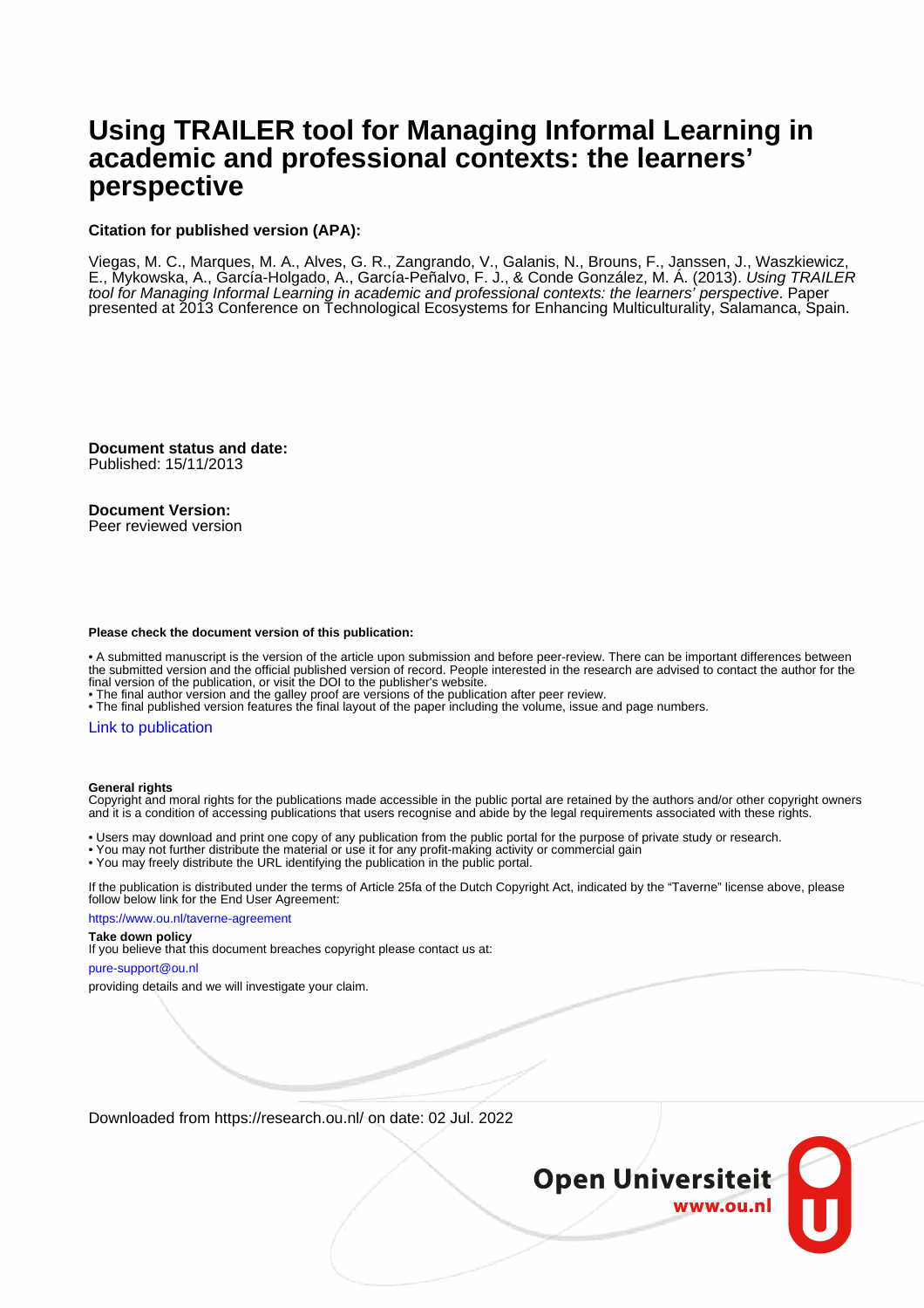# Using TRAILER tool for Managing Informal Learning in academic and professional contexts: the learners' perspective

**Citation for published version (APA):**

Viegas, M. C., Marques, M. A., Alves, G. R., Zangrando, V., Galanis, N., Brouns, F., Janssen, J., Waszkiewicz, E., Mykowska, A., García-Holgado, A., García-Peñalvo, F. J., & Conde González, M. Á. (2013). *Using TRAILER tool for Managing Informal Learning in academic and professional contexts: the learners' perspective*. Paper presented at 2013 Conference on Technological Ecosystems for Enhancing Multiculturality, Salamanca, Spain.

**Document status and date:**
Published: 15/11/2013

**Document Version:**
Peer reviewed version

**Please check the document version of this publication:**

• A submitted manuscript is the version of the article upon submission and before peer-review. There can be important differences between the submitted version and the official published version of record. People interested in the research are advised to contact the author for the final version of the publication, or visit the DOI to the publisher's website.
• The final author version and the galley proof are versions of the publication after peer review.
• The final published version features the final layout of the paper including the volume, issue and page numbers.

Link to publication

**General rights**
Copyright and moral rights for the publications made accessible in the public portal are retained by the authors and/or other copyright owners and it is a condition of accessing publications that users recognise and abide by the legal requirements associated with these rights.

• Users may download and print one copy of any publication from the public portal for the purpose of private study or research.
• You may not further distribute the material or use it for any profit-making activity or commercial gain
• You may freely distribute the URL identifying the publication in the public portal.

If the publication is distributed under the terms of Article 25fa of the Dutch Copyright Act, indicated by the "Taverne" license above, please follow below link for the End User Agreement:

https://www.ou.nl/taverne-agreement

**Take down policy**
If you believe that this document breaches copyright please contact us at:

pure-support@ou.nl

providing details and we will investigate your claim.

Downloaded from https://research.ou.nl/ on date: 02 Jul. 2022

Open Universiteit
www.ou.nl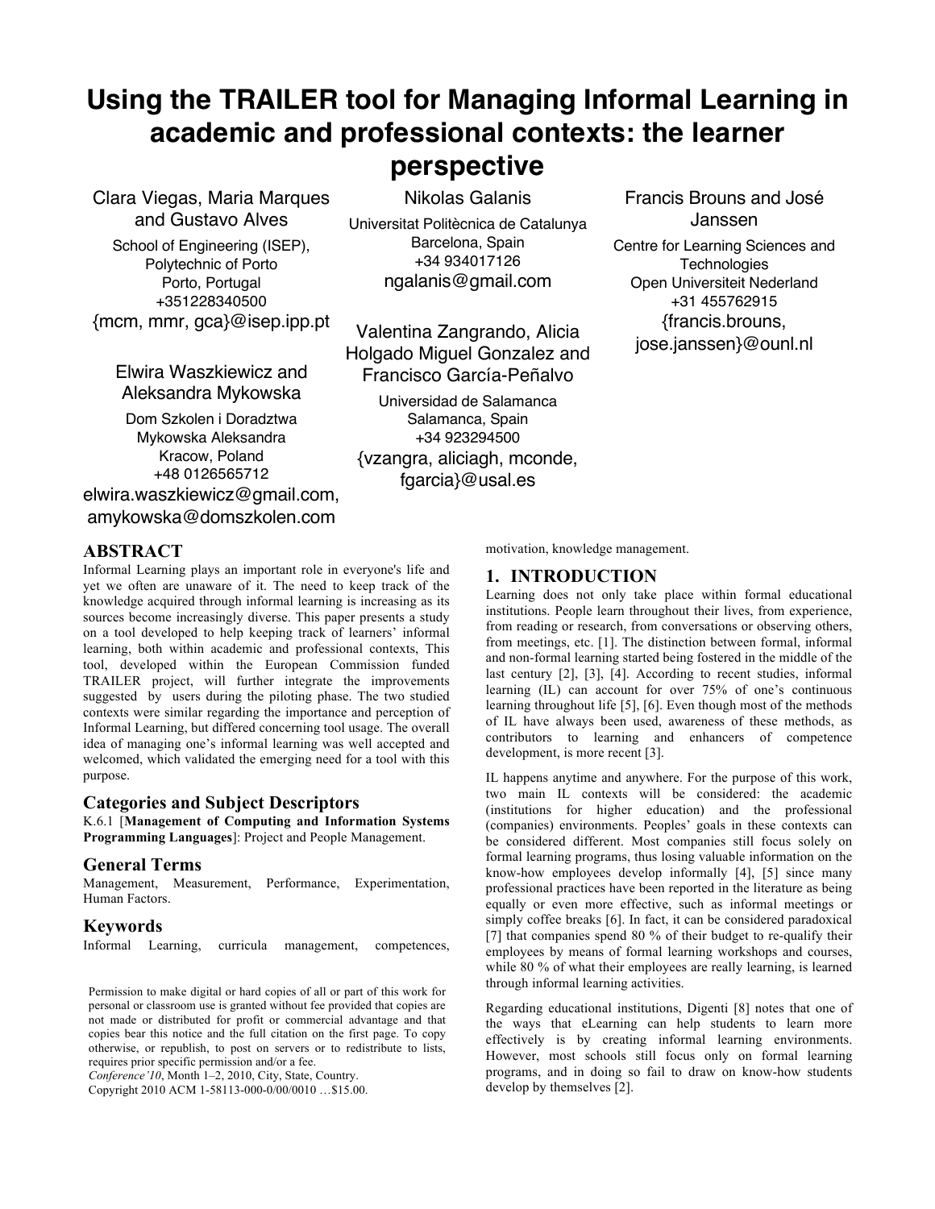# Using the TRAILER tool for Managing Informal Learning in academic and professional contexts: the learner perspective

Clara Viegas, Maria Marques and Gustavo Alves
School of Engineering (ISEP), Polytechnic of Porto
Porto, Portugal
+351228340500
{mcm, mmr, gca}@isep.ipp.pt

Nikolas Galanis
Universitat Politècnica de Catalunya
Barcelona, Spain
+34 934017126
ngalanis@gmail.com

Francis Brouns and José Janssen
Centre for Learning Sciences and Technologies
Open Universiteit Nederland
+31 455762915
{francis.brouns, jose.janssen}@ounl.nl

Elwira Waszkiewicz and Aleksandra Mykowska
Dom Szkolen i Doradztwa Mykowska Aleksandra
Kracow, Poland
+48 0126565712
elwira.waszkiewicz@gmail.com, amykowska@domszkolen.com

Valentina Zangrando, Alicia Holgado Miguel Gonzalez and Francisco García-Peñalvo
Universidad de Salamanca
Salamanca, Spain
+34 923294500
{vzangra, aliciagh, mconde, fgarcia}@usal.es

## ABSTRACT

Informal Learning plays an important role in everyone's life and yet we often are unaware of it. The need to keep track of the knowledge acquired through informal learning is increasing as its sources become increasingly diverse. This paper presents a study on a tool developed to help keeping track of learners' informal learning, both within academic and professional contexts, This tool, developed within the European Commission funded TRAILER project, will further integrate the improvements suggested by users during the piloting phase. The two studied contexts were similar regarding the importance and perception of Informal Learning, but differed concerning tool usage. The overall idea of managing one's informal learning was well accepted and welcomed, which validated the emerging need for a tool with this purpose.

### Categories and Subject Descriptors

K.6.1 [**Management of Computing and Information Systems Programming Languages**]: Project and People Management.

### General Terms

Management, Measurement, Performance, Experimentation, Human Factors.

### Keywords

Informal Learning, curricula management, competences, motivation, knowledge management.

Permission to make digital or hard copies of all or part of this work for personal or classroom use is granted without fee provided that copies are not made or distributed for profit or commercial advantage and that copies bear this notice and the full citation on the first page. To copy otherwise, or republish, to post on servers or to redistribute to lists, requires prior specific permission and/or a fee.
*Conference'10*, Month 1–2, 2010, City, State, Country.
Copyright 2010 ACM 1-58113-000-0/00/0010 …$15.00.

## 1. INTRODUCTION

Learning does not only take place within formal educational institutions. People learn throughout their lives, from experience, from reading or research, from conversations or observing others, from meetings, etc. [1]. The distinction between formal, informal and non-formal learning started being fostered in the middle of the last century [2], [3], [4]. According to recent studies, informal learning (IL) can account for over 75% of one's continuous learning throughout life [5], [6]. Even though most of the methods of IL have always been used, awareness of these methods, as contributors to learning and enhancers of competence development, is more recent [3].

IL happens anytime and anywhere. For the purpose of this work, two main IL contexts will be considered: the academic (institutions for higher education) and the professional (companies) environments. Peoples' goals in these contexts can be considered different. Most companies still focus solely on formal learning programs, thus losing valuable information on the know-how employees develop informally [4], [5] since many professional practices have been reported in the literature as being equally or even more effective, such as informal meetings or simply coffee breaks [6]. In fact, it can be considered paradoxical [7] that companies spend 80 % of their budget to re-qualify their employees by means of formal learning workshops and courses, while 80 % of what their employees are really learning, is learned through informal learning activities.

Regarding educational institutions, Digenti [8] notes that one of the ways that eLearning can help students to learn more effectively is by creating informal learning environments. However, most schools still focus only on formal learning programs, and in doing so fail to draw on know-how students develop by themselves [2].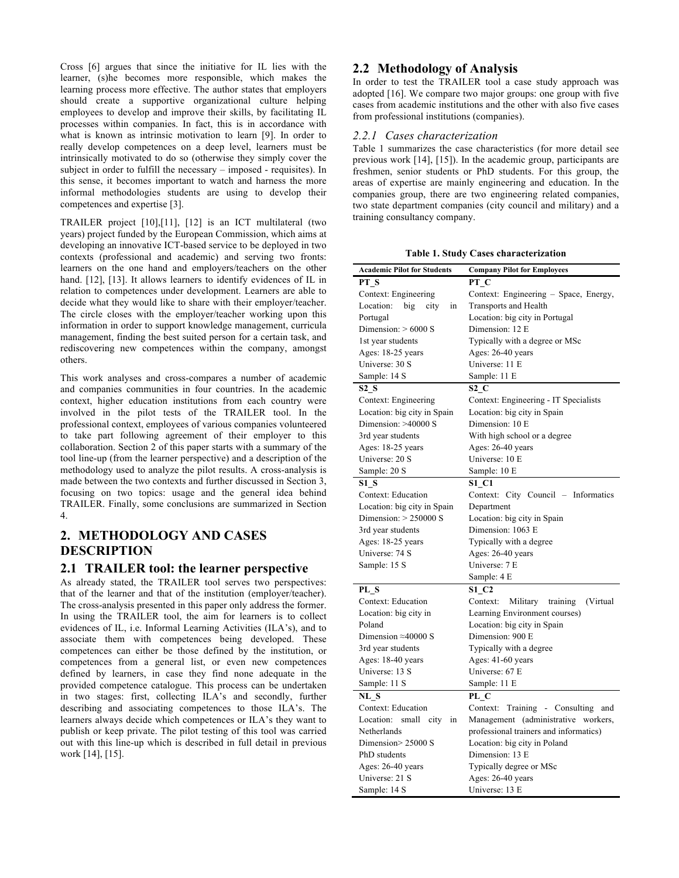Cross [6] argues that since the initiative for IL lies with the learner, (s)he becomes more responsible, which makes the learning process more effective. The author states that employers should create a supportive organizational culture helping employees to develop and improve their skills, by facilitating IL processes within companies. In fact, this is in accordance with what is known as intrinsic motivation to learn [9]. In order to really develop competences on a deep level, learners must be intrinsically motivated to do so (otherwise they simply cover the subject in order to fulfill the necessary – imposed - requisites). In this sense, it becomes important to watch and harness the more informal methodologies students are using to develop their competences and expertise [3].

TRAILER project [10],[11], [12] is an ICT multilateral (two years) project funded by the European Commission, which aims at developing an innovative ICT-based service to be deployed in two contexts (professional and academic) and serving two fronts: learners on the one hand and employers/teachers on the other hand. [12], [13]. It allows learners to identify evidences of IL in relation to competences under development. Learners are able to decide what they would like to share with their employer/teacher. The circle closes with the employer/teacher working upon this information in order to support knowledge management, curricula management, finding the best suited person for a certain task, and rediscovering new competences within the company, amongst others.

This work analyses and cross-compares a number of academic and companies communities in four countries. In the academic context, higher education institutions from each country were involved in the pilot tests of the TRAILER tool. In the professional context, employees of various companies volunteered to take part following agreement of their employer to this collaboration. Section 2 of this paper starts with a summary of the tool line-up (from the learner perspective) and a description of the methodology used to analyze the pilot results. A cross-analysis is made between the two contexts and further discussed in Section 3, focusing on two topics: usage and the general idea behind TRAILER. Finally, some conclusions are summarized in Section 4.

## 2. METHODOLOGY AND CASES DESCRIPTION

### 2.1 TRAILER tool: the learner perspective

As already stated, the TRAILER tool serves two perspectives: that of the learner and that of the institution (employer/teacher). The cross-analysis presented in this paper only address the former. In using the TRAILER tool, the aim for learners is to collect evidences of IL, i.e. Informal Learning Activities (ILA's), and to associate them with competences being developed. These competences can either be those defined by the institution, or competences from a general list, or even new competences defined by learners, in case they find none adequate in the provided competence catalogue. This process can be undertaken in two stages: first, collecting ILA's and secondly, further describing and associating competences to those ILA's. The learners always decide which competences or ILA's they want to publish or keep private. The pilot testing of this tool was carried out with this line-up which is described in full detail in previous work [14], [15].

### 2.2 Methodology of Analysis

In order to test the TRAILER tool a case study approach was adopted [16]. We compare two major groups: one group with five cases from academic institutions and the other with also five cases from professional institutions (companies).

#### 2.2.1 *Cases characterization*

Table 1 summarizes the case characteristics (for more detail see previous work [14], [15]). In the academic group, participants are freshmen, senior students or PhD students. For this group, the areas of expertise are mainly engineering and education. In the companies group, there are two engineering related companies, two state department companies (city council and military) and a training consultancy company.

**Table 1. Study Cases characterization**

| Academic Pilot for Students | Company Pilot for Employees |
|---|---|
| **PT_S**<br>Context: Engineering<br>Location: big city in Portugal<br>Dimension: > 6000 S<br>1st year students<br>Ages: 18-25 years<br>Universe: 30 S<br>Sample: 14 S | **PT_C**<br>Context: Engineering – Space, Energy, Transports and Health<br>Location: big city in Portugal<br>Dimension: 12 E<br>Typically with a degree or MSc<br>Ages: 26-40 years<br>Universe: 11 E<br>Sample: 11 E |
| **S2_S**<br>Context: Engineering<br>Location: big city in Spain<br>Dimension: >40000 S<br>3rd year students<br>Ages: 18-25 years<br>Universe: 20 S<br>Sample: 20 S | **S2_C**<br>Context: Engineering - IT Specialists<br>Location: big city in Spain<br>Dimension: 10 E<br>With high school or a degree<br>Ages: 26-40 years<br>Universe: 10 E<br>Sample: 10 E |
| **S1_S**<br>Context: Education<br>Location: big city in Spain<br>Dimension: > 250000 S<br>3rd year students<br>Ages: 18-25 years<br>Universe: 74 S<br>Sample: 15 S | **S1_C1**<br>Context: City Council – Informatics Department<br>Location: big city in Spain<br>Dimension: 1063 E<br>Typically with a degree<br>Ages: 26-40 years<br>Universe: 7 E<br>Sample: 4 E |
| **PL_S**<br>Context: Education<br>Location: big city in Poland<br>Dimension ≈40000 S<br>3rd year students<br>Ages: 18-40 years<br>Universe: 13 S<br>Sample: 11 S | **S1_C2**<br>Context: Military training (Virtual Learning Environment courses)<br>Location: big city in Spain<br>Dimension: 900 E<br>Typically with a degree<br>Ages: 41-60 years<br>Universe: 67 E<br>Sample: 11 E |
| **NL_S**<br>Context: Education<br>Location: small city in Netherlands<br>Dimension> 25000 S<br>PhD students<br>Ages: 26-40 years<br>Universe: 21 S<br>Sample: 14 S | **PL_C**<br>Context: Training - Consulting and Management (administrative workers, professional trainers and informatics)<br>Location: big city in Poland<br>Dimension: 13 E<br>Typically degree or MSc<br>Ages: 26-40 years<br>Universe: 13 E |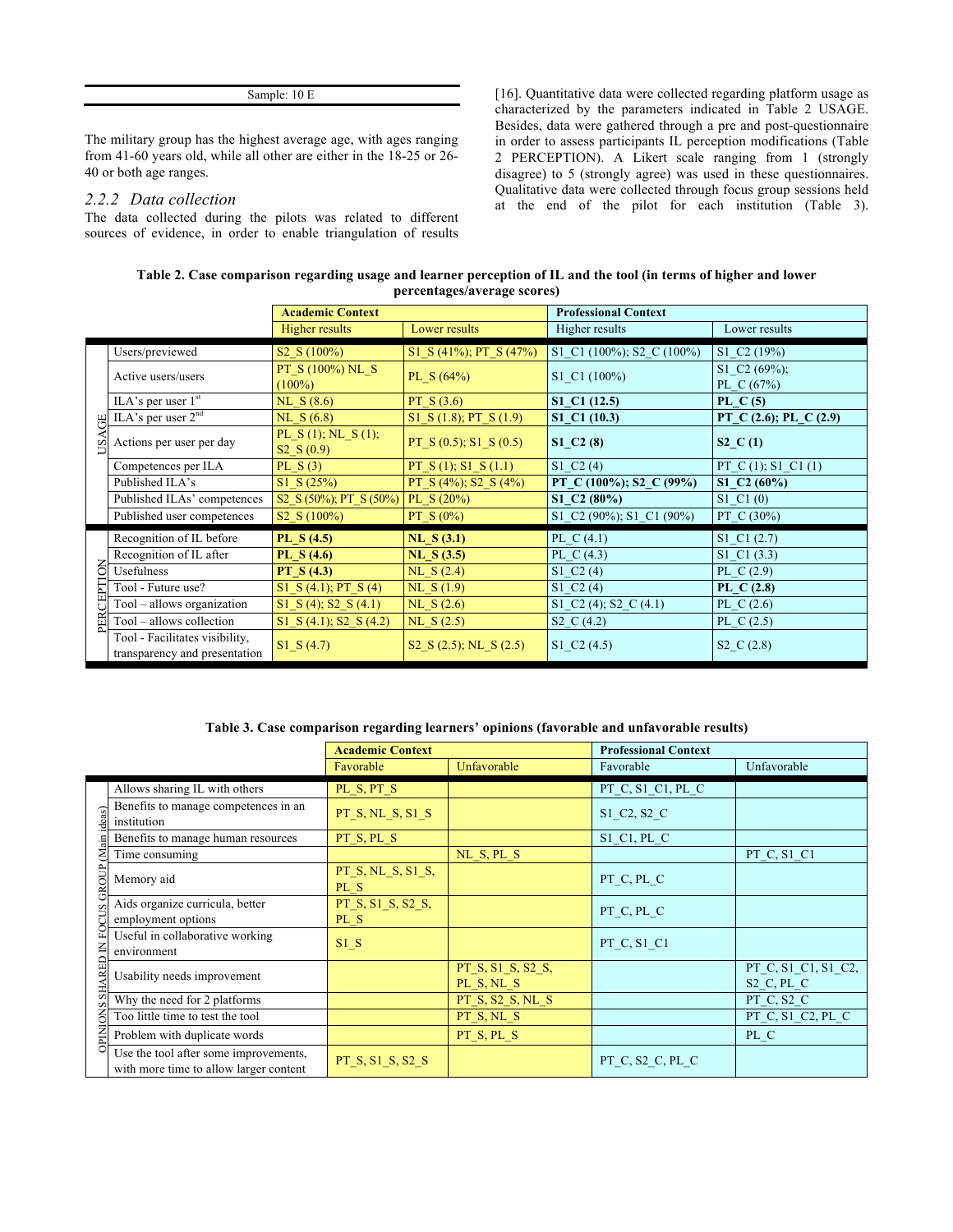| Sample: 10 E |
|---|

The military group has the highest average age, with ages ranging from 41-60 years old, while all other are either in the 18-25 or 26-40 or both age ranges.

### 2.2.2 Data collection

The data collected during the pilots was related to different sources of evidence, in order to enable triangulation of results [16]. Quantitative data were collected regarding platform usage as characterized by the parameters indicated in Table 2 USAGE. Besides, data were gathered through a pre and post-questionnaire in order to assess participants IL perception modifications (Table 2 PERCEPTION). A Likert scale ranging from 1 (strongly disagree) to 5 (strongly agree) was used in these questionnaires. Qualitative data were collected through focus group sessions held at the end of the pilot for each institution (Table 3).

**Table 2. Case comparison regarding usage and learner perception of IL and the tool (in terms of higher and lower percentages/average scores)**

| | | Academic Context | | Professional Context | |
|---|---|---|---|---|---|
| | | Higher results | Lower results | Higher results | Lower results |
| USAGE | Users/previewed | S2_S (100%) | S1_S (41%); PT_S (47%) | S1_C1 (100%); S2_C (100%) | S1_C2 (19%) |
| | Active users/users | PT_S (100%) NL_S (100%) | PL_S (64%) | S1_C1 (100%) | S1_C2 (69%); PL_C (67%) |
| | ILA's per user 1st | NL_S (8.6) | PT_S (3.6) | **S1_C1 (12.5)** | **PL_C (5)** |
| | ILA's per user 2nd | NL_S (6.8) | S1_S (1.8); PT_S (1.9) | **S1_C1 (10.3)** | **PT_C (2.6); PL_C (2.9)** |
| | Actions per user per day | PL_S (1); NL_S (1); S2_S (0.9) | PT_S (0.5); S1_S (0.5) | **S1_C2 (8)** | **S2_C (1)** |
| | Competences per ILA | PL_S (3) | PT_S (1); S1_S (1.1) | S1_C2 (4) | PT_C (1); S1_C1 (1) |
| | Published ILA's | S1_S (25%) | PT_S (4%); S2_S (4%) | **PT_C (100%); S2_C (99%)** | **S1_C2 (60%)** |
| | Published ILAs' competences | S2_S (50%); PT_S (50%) | PL_S (20%) | **S1_C2 (80%)** | S1_C1 (0) |
| | Published user competences | S2_S (100%) | PT_S (0%) | S1_C2 (90%); S1_C1 (90%) | PT_C (30%) |
| PERCEPTION | Recognition of IL before | **PL_S (4.5)** | **NL_S (3.1)** | PL_C (4.1) | S1_C1 (2.7) |
| | Recognition of IL after | **PL_S (4.6)** | **NL_S (3.5)** | PL_C (4.3) | S1_C1 (3.3) |
| | Usefulness | **PT_S (4.3)** | NL_S (2.4) | S1_C2 (4) | PL_C (2.9) |
| | Tool - Future use? | S1_S (4.1); PT_S (4) | NL_S (1.9) | S1_C2 (4) | **PL_C (2.8)** |
| | Tool – allows organization | S1_S (4); S2_S (4.1) | NL_S (2.6) | S1_C2 (4); S2_C (4.1) | PL_C (2.6) |
| | Tool – allows collection | S1_S (4.1); S2_S (4.2) | NL_S (2.5) | S2_C (4.2) | PL_C (2.5) |
| | Tool - Facilitates visibility, transparency and presentation | S1_S (4.7) | S2_S (2.5); NL_S (2.5) | S1_C2 (4.5) | S2_C (2.8) |

**Table 3. Case comparison regarding learners' opinions (favorable and unfavorable results)**

| | | Academic Context | | Professional Context | |
|---|---|---|---|---|---|
| | | Favorable | Unfavorable | Favorable | Unfavorable |
| OPINIONS SHARED IN FOCUS GROUP (Main ideas) | Allows sharing IL with others | PL_S, PT_S | | PT_C, S1_C1, PL_C | |
| | Benefits to manage competences in an institution | PT_S, NL_S, S1_S | | S1_C2, S2_C | |
| | Benefits to manage human resources | PT_S, PL_S | | S1_C1, PL_C | |
| | Time consuming | | NL_S, PL_S | | PT_C, S1_C1 |
| | Memory aid | PT_S, NL_S, S1_S, PL_S | | PT_C, PL_C | |
| | Aids organize curricula, better employment options | PT_S, S1_S, S2_S, PL_S | | PT_C, PL_C | |
| | Useful in collaborative working environment | S1_S | | PT_C, S1_C1 | |
| | Usability needs improvement | | PT_S, S1_S, S2_S, PL_S, NL_S | | PT_C, S1_C1, S1_C2, S2_C, PL_C |
| | Why the need for 2 platforms | | PT_S, S2_S, NL_S | | PT_C, S2_C |
| | Too little time to test the tool | | PT_S, NL_S | | PT_C, S1_C2, PL_C |
| | Problem with duplicate words | | PT_S, PL_S | | PL_C |
| | Use the tool after some improvements, with more time to allow larger content | PT_S, S1_S, S2_S | | PT_C, S2_C, PL_C | |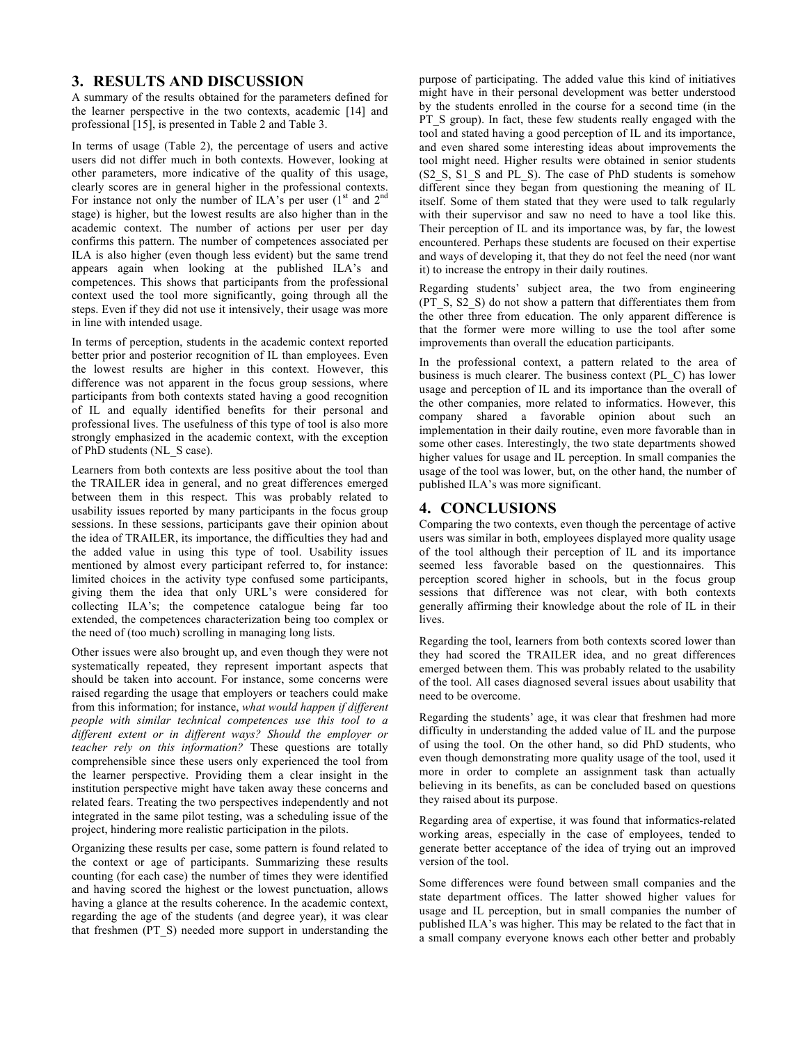## 3. RESULTS AND DISCUSSION

A summary of the results obtained for the parameters defined for the learner perspective in the two contexts, academic [14] and professional [15], is presented in Table 2 and Table 3.

In terms of usage (Table 2), the percentage of users and active users did not differ much in both contexts. However, looking at other parameters, more indicative of the quality of this usage, clearly scores are in general higher in the professional contexts. For instance not only the number of ILA's per user (1st and 2nd stage) is higher, but the lowest results are also higher than in the academic context. The number of actions per user per day confirms this pattern. The number of competences associated per ILA is also higher (even though less evident) but the same trend appears again when looking at the published ILA's and competences. This shows that participants from the professional context used the tool more significantly, going through all the steps. Even if they did not use it intensively, their usage was more in line with intended usage.

In terms of perception, students in the academic context reported better prior and posterior recognition of IL than employees. Even the lowest results are higher in this context. However, this difference was not apparent in the focus group sessions, where participants from both contexts stated having a good recognition of IL and equally identified benefits for their personal and professional lives. The usefulness of this type of tool is also more strongly emphasized in the academic context, with the exception of PhD students (NL_S case).

Learners from both contexts are less positive about the tool than the TRAILER idea in general, and no great differences emerged between them in this respect. This was probably related to usability issues reported by many participants in the focus group sessions. In these sessions, participants gave their opinion about the idea of TRAILER, its importance, the difficulties they had and the added value in using this type of tool. Usability issues mentioned by almost every participant referred to, for instance: limited choices in the activity type confused some participants, giving them the idea that only URL's were considered for collecting ILA's; the competence catalogue being far too extended, the competences characterization being too complex or the need of (too much) scrolling in managing long lists.

Other issues were also brought up, and even though they were not systematically repeated, they represent important aspects that should be taken into account. For instance, some concerns were raised regarding the usage that employers or teachers could make from this information; for instance, *what would happen if different people with similar technical competences use this tool to a different extent or in different ways? Should the employer or teacher rely on this information?* These questions are totally comprehensible since these users only experienced the tool from the learner perspective. Providing them a clear insight in the institution perspective might have taken away these concerns and related fears. Treating the two perspectives independently and not integrated in the same pilot testing, was a scheduling issue of the project, hindering more realistic participation in the pilots.

Organizing these results per case, some pattern is found related to the context or age of participants. Summarizing these results counting (for each case) the number of times they were identified and having scored the highest or the lowest punctuation, allows having a glance at the results coherence. In the academic context, regarding the age of the students (and degree year), it was clear that freshmen (PT_S) needed more support in understanding the purpose of participating. The added value this kind of initiatives might have in their personal development was better understood by the students enrolled in the course for a second time (in the PT_S group). In fact, these few students really engaged with the tool and stated having a good perception of IL and its importance, and even shared some interesting ideas about improvements the tool might need. Higher results were obtained in senior students (S2_S, S1_S and PL_S). The case of PhD students is somehow different since they began from questioning the meaning of IL itself. Some of them stated that they were used to talk regularly with their supervisor and saw no need to have a tool like this. Their perception of IL and its importance was, by far, the lowest encountered. Perhaps these students are focused on their expertise and ways of developing it, that they do not feel the need (nor want it) to increase the entropy in their daily routines.

Regarding students' subject area, the two from engineering (PT_S, S2_S) do not show a pattern that differentiates them from the other three from education. The only apparent difference is that the former were more willing to use the tool after some improvements than overall the education participants.

In the professional context, a pattern related to the area of business is much clearer. The business context (PL_C) has lower usage and perception of IL and its importance than the overall of the other companies, more related to informatics. However, this company shared a favorable opinion about such an implementation in their daily routine, even more favorable than in some other cases. Interestingly, the two state departments showed higher values for usage and IL perception. In small companies the usage of the tool was lower, but, on the other hand, the number of published ILA's was more significant.

## 4. CONCLUSIONS

Comparing the two contexts, even though the percentage of active users was similar in both, employees displayed more quality usage of the tool although their perception of IL and its importance seemed less favorable based on the questionnaires. This perception scored higher in schools, but in the focus group sessions that difference was not clear, with both contexts generally affirming their knowledge about the role of IL in their lives.

Regarding the tool, learners from both contexts scored lower than they had scored the TRAILER idea, and no great differences emerged between them. This was probably related to the usability of the tool. All cases diagnosed several issues about usability that need to be overcome.

Regarding the students' age, it was clear that freshmen had more difficulty in understanding the added value of IL and the purpose of using the tool. On the other hand, so did PhD students, who even though demonstrating more quality usage of the tool, used it more in order to complete an assignment task than actually believing in its benefits, as can be concluded based on questions they raised about its purpose.

Regarding area of expertise, it was found that informatics-related working areas, especially in the case of employees, tended to generate better acceptance of the idea of trying out an improved version of the tool.

Some differences were found between small companies and the state department offices. The latter showed higher values for usage and IL perception, but in small companies the number of published ILA's was higher. This may be related to the fact that in a small company everyone knows each other better and probably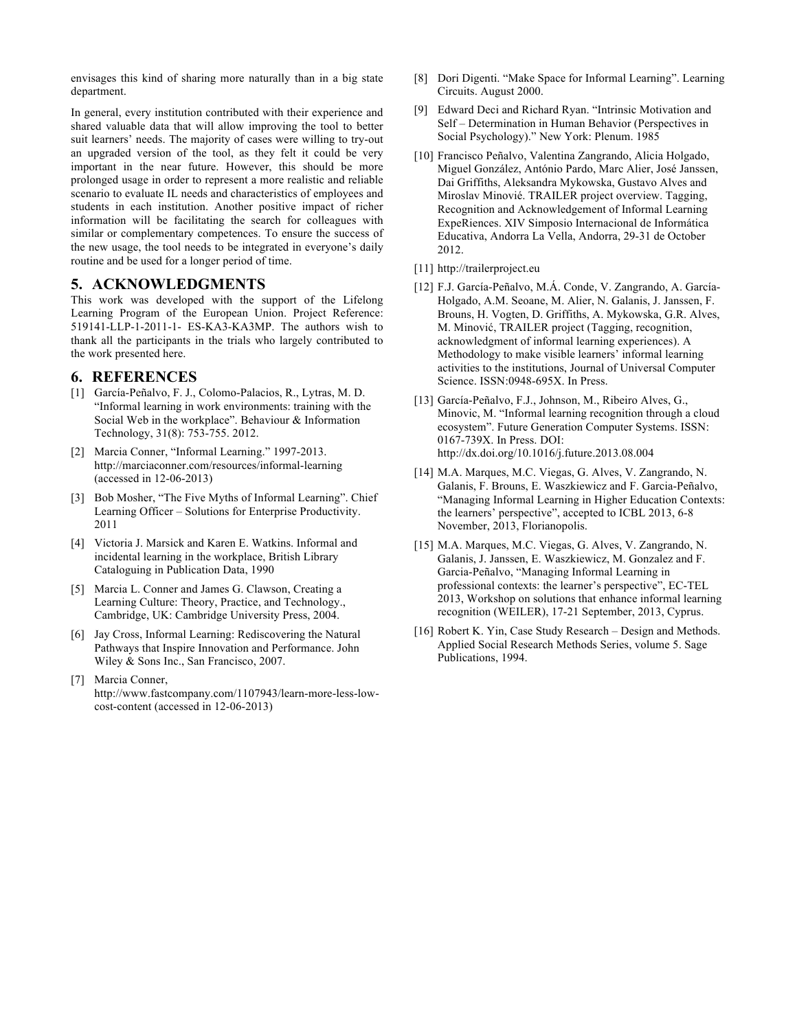envisages this kind of sharing more naturally than in a big state department.

In general, every institution contributed with their experience and shared valuable data that will allow improving the tool to better suit learners' needs. The majority of cases were willing to try-out an upgraded version of the tool, as they felt it could be very important in the near future. However, this should be more prolonged usage in order to represent a more realistic and reliable scenario to evaluate IL needs and characteristics of employees and students in each institution. Another positive impact of richer information will be facilitating the search for colleagues with similar or complementary competences. To ensure the success of the new usage, the tool needs to be integrated in everyone's daily routine and be used for a longer period of time.

## 5. ACKNOWLEDGMENTS

This work was developed with the support of the Lifelong Learning Program of the European Union. Project Reference: 519141-LLP-1-2011-1- ES-KA3-KA3MP. The authors wish to thank all the participants in the trials who largely contributed to the work presented here.

## 6. REFERENCES

[1] García-Peñalvo, F. J., Colomo-Palacios, R., Lytras, M. D. "Informal learning in work environments: training with the Social Web in the workplace". Behaviour & Information Technology, 31(8): 753-755. 2012.

[2] Marcia Conner, "Informal Learning." 1997-2013. http://marciaconner.com/resources/informal-learning (accessed in 12-06-2013)

[3] Bob Mosher, "The Five Myths of Informal Learning". Chief Learning Officer – Solutions for Enterprise Productivity. 2011

[4] Victoria J. Marsick and Karen E. Watkins. Informal and incidental learning in the workplace, British Library Cataloguing in Publication Data, 1990

[5] Marcia L. Conner and James G. Clawson, Creating a Learning Culture: Theory, Practice, and Technology., Cambridge, UK: Cambridge University Press, 2004.

[6] Jay Cross, Informal Learning: Rediscovering the Natural Pathways that Inspire Innovation and Performance. John Wiley & Sons Inc., San Francisco, 2007.

[7] Marcia Conner, http://www.fastcompany.com/1107943/learn-more-less-low-cost-content (accessed in 12-06-2013)

[8] Dori Digenti. "Make Space for Informal Learning". Learning Circuits. August 2000.

[9] Edward Deci and Richard Ryan. "Intrinsic Motivation and Self – Determination in Human Behavior (Perspectives in Social Psychology)." New York: Plenum. 1985

[10] Francisco Peñalvo, Valentina Zangrando, Alicia Holgado, Miguel González, António Pardo, Marc Alier, José Janssen, Dai Griffiths, Aleksandra Mykowska, Gustavo Alves and Miroslav Minović. TRAILER project overview. Tagging, Recognition and Acknowledgement of Informal Learning ExpeRiences. XIV Simposio Internacional de Informática Educativa, Andorra La Vella, Andorra, 29-31 de October 2012.

[11] http://trailerproject.eu

[12] F.J. García-Peñalvo, M.Á. Conde, V. Zangrando, A. García-Holgado, A.M. Seoane, M. Alier, N. Galanis, J. Janssen, F. Brouns, H. Vogten, D. Griffiths, A. Mykowska, G.R. Alves, M. Minović, TRAILER project (Tagging, recognition, acknowledgment of informal learning experiences). A Methodology to make visible learners' informal learning activities to the institutions, Journal of Universal Computer Science. ISSN:0948-695X. In Press.

[13] García-Peñalvo, F.J., Johnson, M., Ribeiro Alves, G., Minovic, M. "Informal learning recognition through a cloud ecosystem". Future Generation Computer Systems. ISSN: 0167-739X. In Press. DOI: http://dx.doi.org/10.1016/j.future.2013.08.004

[14] M.A. Marques, M.C. Viegas, G. Alves, V. Zangrando, N. Galanis, F. Brouns, E. Waszkiewicz and F. Garcia-Peñalvo, "Managing Informal Learning in Higher Education Contexts: the learners' perspective", accepted to ICBL 2013, 6-8 November, 2013, Florianopolis.

[15] M.A. Marques, M.C. Viegas, G. Alves, V. Zangrando, N. Galanis, J. Janssen, E. Waszkiewicz, M. Gonzalez and F. Garcia-Peñalvo, "Managing Informal Learning in professional contexts: the learner's perspective", EC-TEL 2013, Workshop on solutions that enhance informal learning recognition (WEILER), 17-21 September, 2013, Cyprus.

[16] Robert K. Yin, Case Study Research – Design and Methods. Applied Social Research Methods Series, volume 5. Sage Publications, 1994.